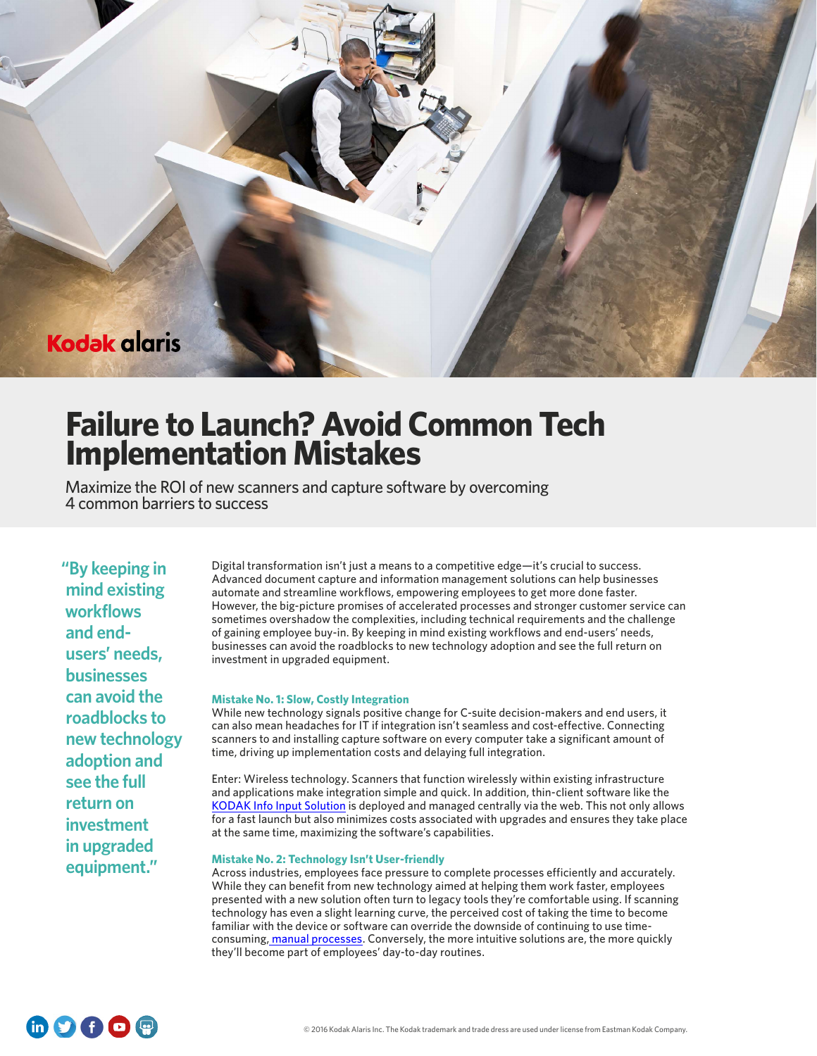# Failure to Launch? Avoid Common Tech Implementation Mistakes

Maximize the ROI of new scanners and capture software by overcoming 4 common barriers to success

> "By keeping in mind existing workflows and end-users' needs, businesses can avoid the roadblocks to new technology adoption and see the full return on investment in upgraded equipment."

Digital transformation isn't just a means to a competitive edge—it's crucial to success. Advanced document capture and information management solutions can help businesses automate and streamline workflows, empowering employees to get more done faster. However, the big-picture promises of accelerated processes and stronger customer service can sometimes overshadow the complexities, including technical requirements and the challenge of gaining employee buy-in. By keeping in mind existing workflows and end-users' needs, businesses can avoid the roadblocks to new technology adoption and see the full return on investment in upgraded equipment.

### Mistake No. 1: Slow, Costly Integration

While new technology signals positive change for C-suite decision-makers and end users, it can also mean headaches for IT if integration isn't seamless and cost-effective. Connecting scanners to and installing capture software on every computer take a significant amount of time, driving up implementation costs and delaying full integration.

Enter: Wireless technology. Scanners that function wirelessly within existing infrastructure and applications make integration simple and quick. In addition, thin-client software like the KODAK Info Input Solution is deployed and managed centrally via the web. This not only allows for a fast launch but also minimizes costs associated with upgrades and ensures they take place at the same time, maximizing the software's capabilities.

### Mistake No. 2: Technology Isn't User-friendly

Across industries, employees face pressure to complete processes efficiently and accurately. While they can benefit from new technology aimed at helping them work faster, employees presented with a new solution often turn to legacy tools they're comfortable using. If scanning technology has even a slight learning curve, the perceived cost of taking the time to become familiar with the device or software can override the downside of continuing to use time-consuming, manual processes. Conversely, the more intuitive solutions are, the more quickly they'll become part of employees' day-to-day routines.

© 2016 Kodak Alaris Inc. The Kodak trademark and trade dress are used under license from Eastman Kodak Company.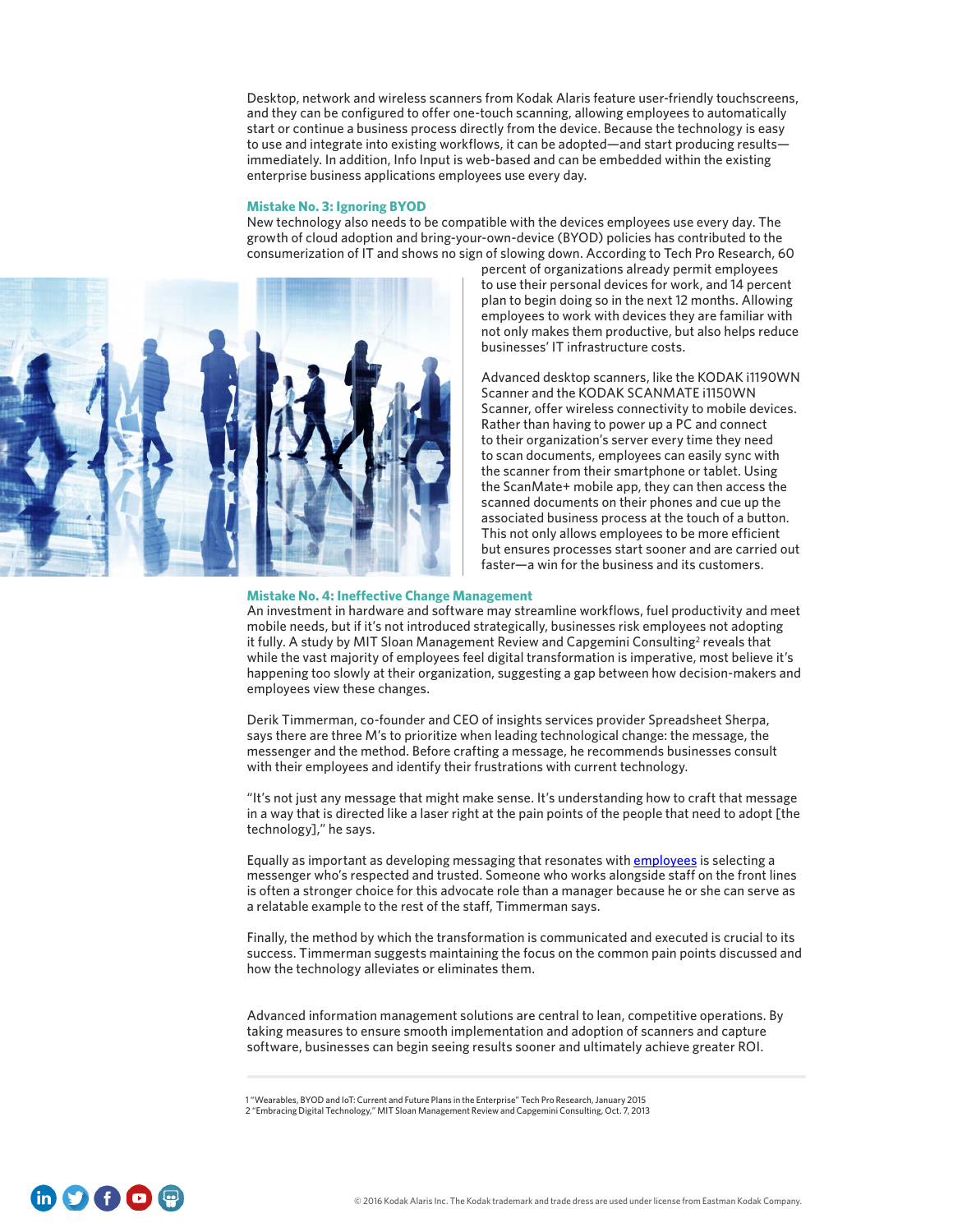Desktop, network and wireless scanners from Kodak Alaris feature user-friendly touchscreens, and they can be configured to offer one-touch scanning, allowing employees to automatically start or continue a business process directly from the device. Because the technology is easy to use and integrate into existing workflows, it can be adopted—and start producing results—immediately. In addition, Info Input is web-based and can be embedded within the existing enterprise business applications employees use every day.

### Mistake No. 3: Ignoring BYOD

New technology also needs to be compatible with the devices employees use every day. The growth of cloud adoption and bring-your-own-device (BYOD) policies has contributed to the consumerization of IT and shows no sign of slowing down. According to Tech Pro Research, 60 percent of organizations already permit employees to use their personal devices for work, and 14 percent plan to begin doing so in the next 12 months. Allowing employees to work with devices they are familiar with not only makes them productive, but also helps reduce businesses' IT infrastructure costs.

Advanced desktop scanners, like the KODAK i1190WN Scanner and the KODAK SCANMATE i1150WN Scanner, offer wireless connectivity to mobile devices. Rather than having to power up a PC and connect to their organization's server every time they need to scan documents, employees can easily sync with the scanner from their smartphone or tablet. Using the ScanMate+ mobile app, they can then access the scanned documents on their phones and cue up the associated business process at the touch of a button. This not only allows employees to be more efficient but ensures processes start sooner and are carried out faster—a win for the business and its customers.

### Mistake No. 4: Ineffective Change Management

An investment in hardware and software may streamline workflows, fuel productivity and meet mobile needs, but if it's not introduced strategically, businesses risk employees not adopting it fully. A study by MIT Sloan Management Review and Capgemini Consulting[2] reveals that while the vast majority of employees feel digital transformation is imperative, most believe it's happening too slowly at their organization, suggesting a gap between how decision-makers and employees view these changes.

Derik Timmerman, co-founder and CEO of insights services provider Spreadsheet Sherpa, says there are three M's to prioritize when leading technological change: the message, the messenger and the method. Before crafting a message, he recommends businesses consult with their employees and identify their frustrations with current technology.

"It's not just any message that might make sense. It's understanding how to craft that message in a way that is directed like a laser right at the pain points of the people that need to adopt [the technology]," he says.

Equally as important as developing messaging that resonates with employees is selecting a messenger who's respected and trusted. Someone who works alongside staff on the front lines is often a stronger choice for this advocate role than a manager because he or she can serve as a relatable example to the rest of the staff, Timmerman says.

Finally, the method by which the transformation is communicated and executed is crucial to its success. Timmerman suggests maintaining the focus on the common pain points discussed and how the technology alleviates or eliminates them.

Advanced information management solutions are central to lean, competitive operations. By taking measures to ensure smooth implementation and adoption of scanners and capture software, businesses can begin seeing results sooner and ultimately achieve greater ROI.

---

1 "Wearables, BYOD and IoT: Current and Future Plans in the Enterprise" Tech Pro Research, January 2015
2 "Embracing Digital Technology," MIT Sloan Management Review and Capgemini Consulting, Oct. 7, 2013

© 2016 Kodak Alaris Inc. The Kodak trademark and trade dress are used under license from Eastman Kodak Company.